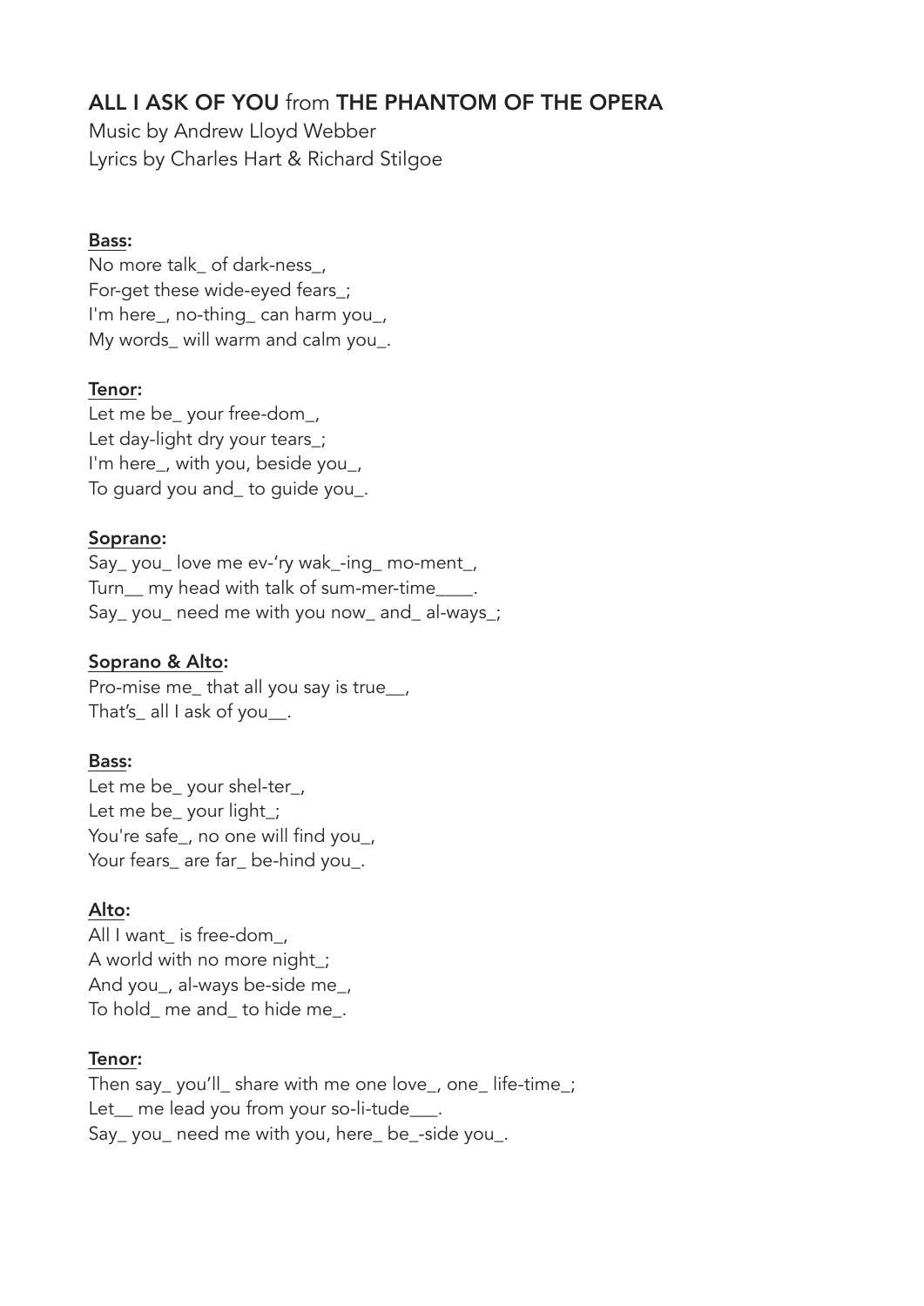**ALL I ASK OF YOU** from **THE PHANTOM OF THE OPERA**

Music by Andrew Lloyd Webber
Lyrics by Charles Hart & Richard Stilgoe

**Bass:**

No more talk_ of dark-ness_,
For-get these wide-eyed fears_;
I'm here_, no-thing_ can harm you_,
My words_ will warm and calm you_.

**Tenor:**

Let me be_ your free-dom_,
Let day-light dry your tears_;
I'm here_, with you, beside you_,
To guard you and_ to guide you_.

**Soprano:**

Say_ you_ love me ev-'ry wak_-ing_ mo-ment_,
Turn__ my head with talk of sum-mer-time____.
Say_ you_ need me with you now_ and_ al-ways_;

**Soprano & Alto:**

Pro-mise me_ that all you say is true__,
That's_ all I ask of you__.

**Bass:**

Let me be_ your shel-ter_,
Let me be_ your light_;
You're safe_, no one will find you_,
Your fears_ are far_ be-hind you_.

**Alto:**

All I want_ is free-dom_,
A world with no more night_;
And you_, al-ways be-side me_,
To hold_ me and_ to hide me_.

**Tenor:**

Then say_ you'll_ share with me one love_, one_ life-time_;
Let__ me lead you from your so-li-tude___.
Say_ you_ need me with you, here_ be_-side you_.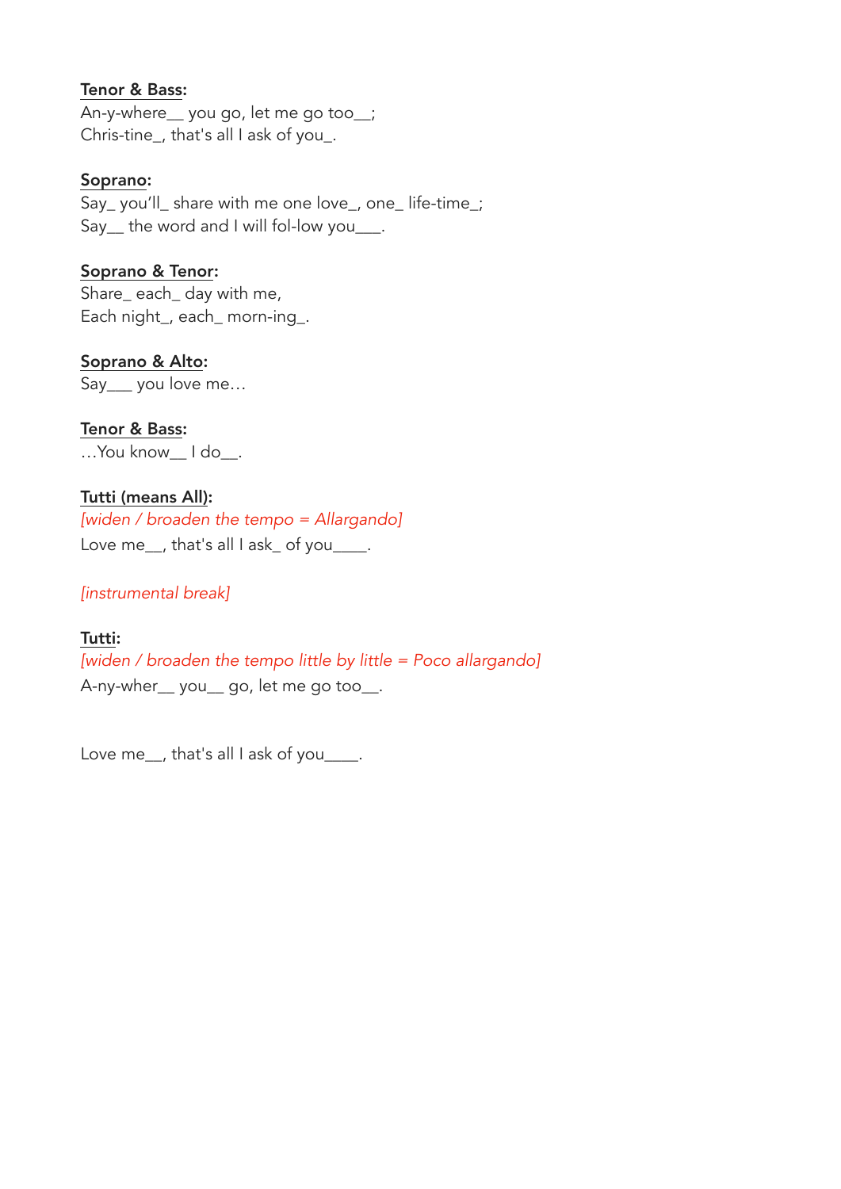**Tenor & Bass:**
An-y-where__ you go, let me go too__;
Chris-tine_, that's all I ask of you_.

**Soprano:**
Say_ you'll_ share with me one love_, one_ life-time_;
Say__ the word and I will fol-low you___.

**Soprano & Tenor:**
Share_ each_ day with me,
Each night_, each_ morn-ing_.

**Soprano & Alto:**
Say___ you love me…

**Tenor & Bass:**
…You know__ I do__.

**Tutti (means All):**
*[widen / broaden the tempo = Allargando]*
Love me__, that's all I ask_ of you____.

*[instrumental break]*

**Tutti:**
*[widen / broaden the tempo little by little = Poco allargando]*
A-ny-wher__ you__ go, let me go too__.

Love me__, that's all I ask of you____.